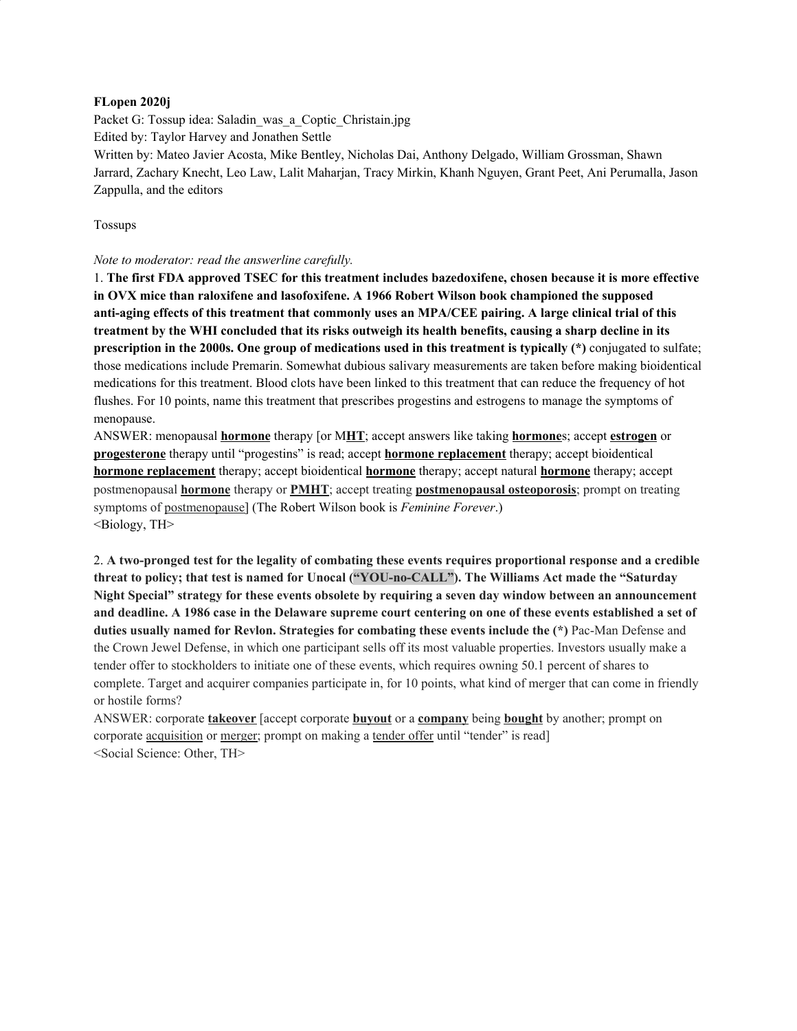**FLopen 2020j**

Packet G: Tossup idea: Saladin_was_a_Coptic_Christain.jpg

Edited by: Taylor Harvey and Jonathen Settle

Written by: Mateo Javier Acosta, Mike Bentley, Nicholas Dai, Anthony Delgado, William Grossman, Shawn Jarrard, Zachary Knecht, Leo Law, Lalit Maharjan, Tracy Mirkin, Khanh Nguyen, Grant Peet, Ani Perumalla, Jason Zappulla, and the editors

Tossups

*Note to moderator: read the answerline carefully.*

1. **The first FDA approved TSEC for this treatment includes bazedoxifene, chosen because it is more effective in OVX mice than raloxifene and lasofoxifene. A 1966 Robert Wilson book championed the supposed anti-aging effects of this treatment that commonly uses an MPA/CEE pairing. A large clinical trial of this treatment by the WHI concluded that its risks outweigh its health benefits, causing a sharp decline in its prescription in the 2000s. One group of medications used in this treatment is typically (*)** conjugated to sulfate; those medications include Premarin. Somewhat dubious salivary measurements are taken before making bioidentical medications for this treatment. Blood clots have been linked to this treatment that can reduce the frequency of hot flushes. For 10 points, name this treatment that prescribes progestins and estrogens to manage the symptoms of menopause.

ANSWER: menopausal **hormone** therapy [or M**HT**; accept answers like taking **hormone**s; accept **estrogen** or **progesterone** therapy until "progestins" is read; accept **hormone replacement** therapy; accept bioidentical **hormone replacement** therapy; accept bioidentical **hormone** therapy; accept natural **hormone** therapy; accept postmenopausal **hormone** therapy or **PMHT**; accept treating **postmenopausal osteoporosis**; prompt on treating symptoms of postmenopause] (The Robert Wilson book is *Feminine Forever*.)

<Biology, TH>

2. **A two-pronged test for the legality of combating these events requires proportional response and a credible threat to policy; that test is named for Unocal ("YOU-no-CALL"). The Williams Act made the "Saturday Night Special" strategy for these events obsolete by requiring a seven day window between an announcement and deadline. A 1986 case in the Delaware supreme court centering on one of these events established a set of duties usually named for Revlon. Strategies for combating these events include the (*)** Pac-Man Defense and the Crown Jewel Defense, in which one participant sells off its most valuable properties. Investors usually make a tender offer to stockholders to initiate one of these events, which requires owning 50.1 percent of shares to complete. Target and acquirer companies participate in, for 10 points, what kind of merger that can come in friendly or hostile forms?

ANSWER: corporate **takeover** [accept corporate **buyout** or a **company** being **bought** by another; prompt on corporate acquisition or merger; prompt on making a tender offer until "tender" is read]

<Social Science: Other, TH>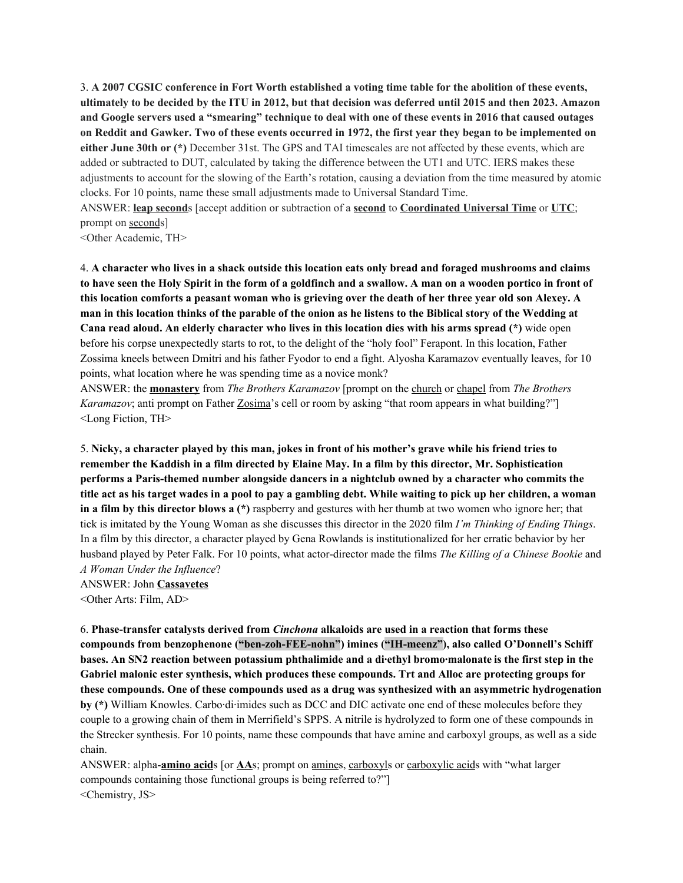3. **A 2007 CGSIC conference in Fort Worth established a voting time table for the abolition of these events, ultimately to be decided by the ITU in 2012, but that decision was deferred until 2015 and then 2023. Amazon and Google servers used a "smearing" technique to deal with one of these events in 2016 that caused outages on Reddit and Gawker. Two of these events occurred in 1972, the first year they began to be implemented on either June 30th or (*)** December 31st. The GPS and TAI timescales are not affected by these events, which are added or subtracted to DUT, calculated by taking the difference between the UT1 and UTC. IERS makes these adjustments to account for the slowing of the Earth's rotation, causing a deviation from the time measured by atomic clocks. For 10 points, name these small adjustments made to Universal Standard Time.
ANSWER: **leap second**s [accept addition or subtraction of a **second** to **Coordinated Universal Time** or **UTC**; prompt on seconds]
<Other Academic, TH>

4. **A character who lives in a shack outside this location eats only bread and foraged mushrooms and claims to have seen the Holy Spirit in the form of a goldfinch and a swallow. A man on a wooden portico in front of this location comforts a peasant woman who is grieving over the death of her three year old son Alexey. A man in this location thinks of the parable of the onion as he listens to the Biblical story of the Wedding at Cana read aloud. An elderly character who lives in this location dies with his arms spread (*)** wide open before his corpse unexpectedly starts to rot, to the delight of the "holy fool" Ferapont. In this location, Father Zossima kneels between Dmitri and his father Fyodor to end a fight. Alyosha Karamazov eventually leaves, for 10 points, what location where he was spending time as a novice monk?
ANSWER: the **monastery** from *The Brothers Karamazov* [prompt on the church or chapel from *The Brothers Karamazov*; anti prompt on Father Zosima's cell or room by asking "that room appears in what building?"]
<Long Fiction, TH>

5. **Nicky, a character played by this man, jokes in front of his mother's grave while his friend tries to remember the Kaddish in a film directed by Elaine May. In a film by this director, Mr. Sophistication performs a Paris-themed number alongside dancers in a nightclub owned by a character who commits the title act as his target wades in a pool to pay a gambling debt. While waiting to pick up her children, a woman in a film by this director blows a (*)** raspberry and gestures with her thumb at two women who ignore her; that tick is imitated by the Young Woman as she discusses this director in the 2020 film *I'm Thinking of Ending Things*. In a film by this director, a character played by Gena Rowlands is institutionalized for her erratic behavior by her husband played by Peter Falk. For 10 points, what actor-director made the films *The Killing of a Chinese Bookie* and *A Woman Under the Influence*?
ANSWER: John **Cassavetes**
<Other Arts: Film, AD>

6. **Phase-transfer catalysts derived from *Cinchona* alkaloids are used in a reaction that forms these compounds from benzophenone ("ben-zoh-FEE-nohn") imines ("IH-meenz"), also called O'Donnell's Schiff bases. An SN2 reaction between potassium phthalimide and a di·ethyl bromo·malonate is the first step in the Gabriel malonic ester synthesis, which produces these compounds. Trt and Alloc are protecting groups for these compounds. One of these compounds used as a drug was synthesized with an asymmetric hydrogenation by (*)** William Knowles. Carbo·di·imides such as DCC and DIC activate one end of these molecules before they couple to a growing chain of them in Merrifield's SPPS. A nitrile is hydrolyzed to form one of these compounds in the Strecker synthesis. For 10 points, name these compounds that have amine and carboxyl groups, as well as a side chain.
ANSWER: alpha-**amino acid**s [or **AA**s; prompt on amines, carboxyls or carboxylic acids with "what larger compounds containing those functional groups is being referred to?"]
<Chemistry, JS>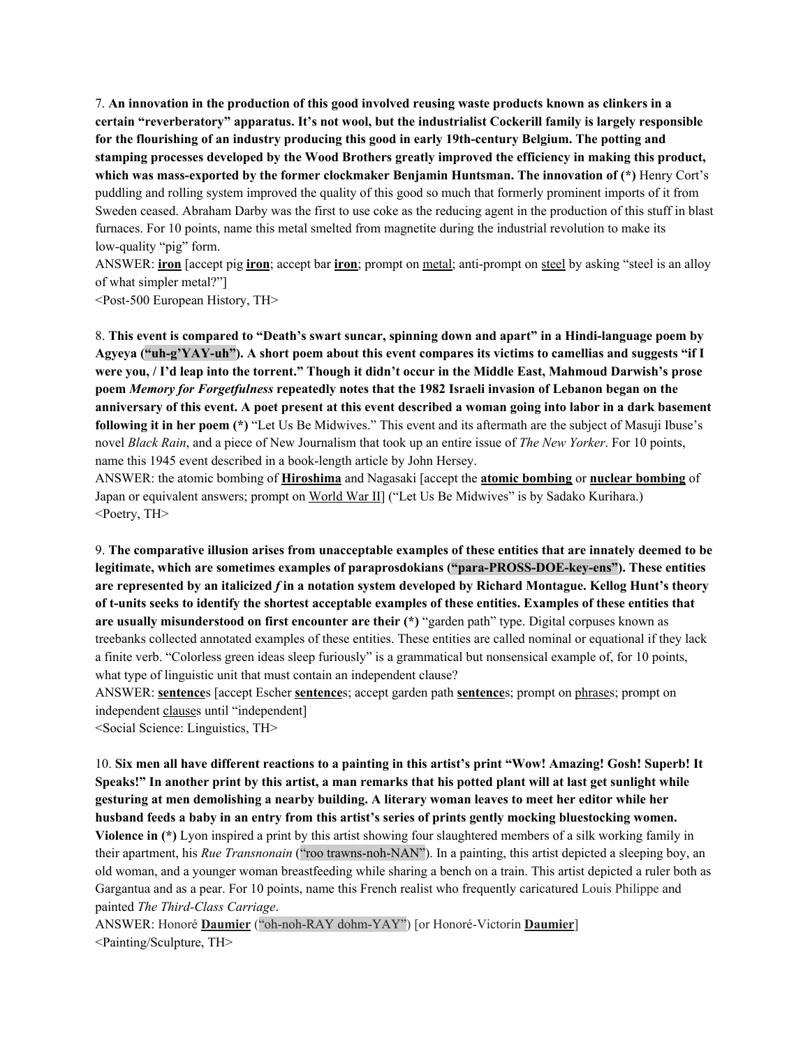7. **An innovation in the production of this good involved reusing waste products known as clinkers in a certain "reverberatory" apparatus. It's not wool, but the industrialist Cockerill family is largely responsible for the flourishing of an industry producing this good in early 19th-century Belgium. The potting and stamping processes developed by the Wood Brothers greatly improved the efficiency in making this product, which was mass-exported by the former clockmaker Benjamin Huntsman. The innovation of (*)** Henry Cort's puddling and rolling system improved the quality of this good so much that formerly prominent imports of it from Sweden ceased. Abraham Darby was the first to use coke as the reducing agent in the production of this stuff in blast furnaces. For 10 points, name this metal smelted from magnetite during the industrial revolution to make its low-quality "pig" form.

ANSWER: **iron** [accept pig **iron**; accept bar **iron**; prompt on metal; anti-prompt on steel by asking "steel is an alloy of what simpler metal?"]

<Post-500 European History, TH>

8. **This event is compared to "Death's swart suncar, spinning down and apart" in a Hindi-language poem by Agyeya ("uh-g'YAY-uh"). A short poem about this event compares its victims to camellias and suggests "if I were you, / I'd leap into the torrent." Though it didn't occur in the Middle East, Mahmoud Darwish's prose poem *Memory for Forgetfulness* repeatedly notes that the 1982 Israeli invasion of Lebanon began on the anniversary of this event. A poet present at this event described a woman going into labor in a dark basement following it in her poem (*)** "Let Us Be Midwives." This event and its aftermath are the subject of Masuji Ibuse's novel *Black Rain*, and a piece of New Journalism that took up an entire issue of *The New Yorker*. For 10 points, name this 1945 event described in a book-length article by John Hersey.

ANSWER: the atomic bombing of **Hiroshima** and Nagasaki [accept the **atomic bombing** or **nuclear bombing** of Japan or equivalent answers; prompt on World War II] ("Let Us Be Midwives" is by Sadako Kurihara.)

<Poetry, TH>

9. **The comparative illusion arises from unacceptable examples of these entities that are innately deemed to be legitimate, which are sometimes examples of paraprosdokians ("para-PROSS-DOE-key-ens"). These entities are represented by an italicized *f* in a notation system developed by Richard Montague. Kellog Hunt's theory of t-units seeks to identify the shortest acceptable examples of these entities. Examples of these entities that are usually misunderstood on first encounter are their (*)** "garden path" type. Digital corpuses known as treebanks collected annotated examples of these entities. These entities are called nominal or equational if they lack a finite verb. "Colorless green ideas sleep furiously" is a grammatical but nonsensical example of, for 10 points, what type of linguistic unit that must contain an independent clause?

ANSWER: **sentence**s [accept Escher **sentence**s; accept garden path **sentence**s; prompt on phrases; prompt on independent clauses until "independent"]

<Social Science: Linguistics, TH>

10. **Six men all have different reactions to a painting in this artist's print "Wow! Amazing! Gosh! Superb! It Speaks!" In another print by this artist, a man remarks that his potted plant will at last get sunlight while gesturing at men demolishing a nearby building. A literary woman leaves to meet her editor while her husband feeds a baby in an entry from this artist's series of prints gently mocking bluestocking women. Violence in (*)** Lyon inspired a print by this artist showing four slaughtered members of a silk working family in their apartment, his *Rue Transnonain* ("roo trawns-noh-NAN"). In a painting, this artist depicted a sleeping boy, an old woman, and a younger woman breastfeeding while sharing a bench on a train. This artist depicted a ruler both as Gargantua and as a pear. For 10 points, name this French realist who frequently caricatured Louis Philippe and painted *The Third-Class Carriage*.

ANSWER: Honoré **Daumier** ("oh-noh-RAY dohm-YAY") [or Honoré-Victorin **Daumier**]

<Painting/Sculpture, TH>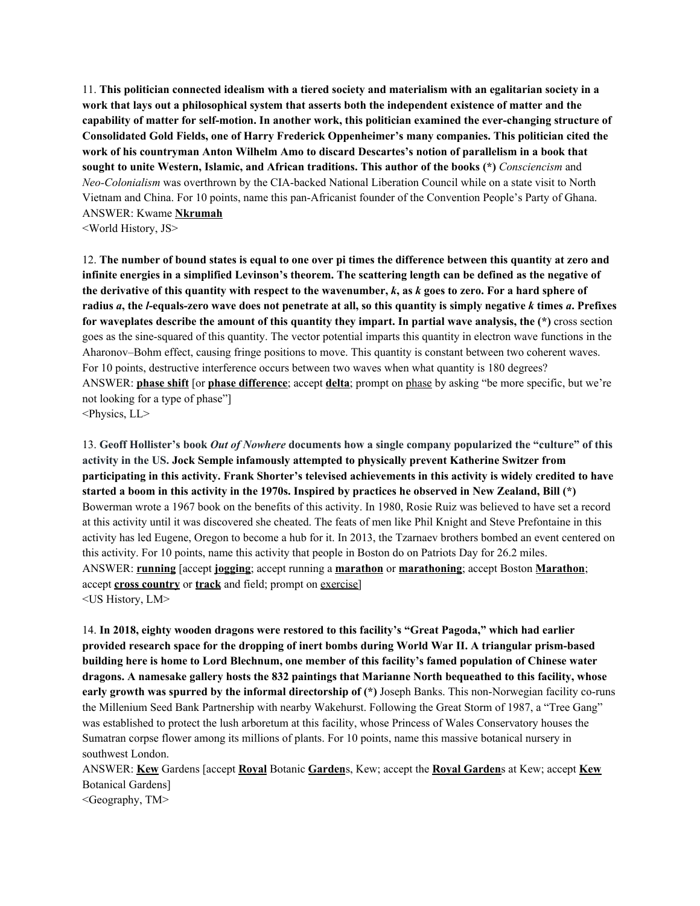11. **This politician connected idealism with a tiered society and materialism with an egalitarian society in a work that lays out a philosophical system that asserts both the independent existence of matter and the capability of matter for self-motion. In another work, this politician examined the ever-changing structure of Consolidated Gold Fields, one of Harry Frederick Oppenheimer's many companies. This politician cited the work of his countryman Anton Wilhelm Amo to discard Descartes's notion of parallelism in a book that sought to unite Western, Islamic, and African traditions. This author of the books (*)** *Consciencism* and *Neo-Colonialism* was overthrown by the CIA-backed National Liberation Council while on a state visit to North Vietnam and China. For 10 points, name this pan-Africanist founder of the Convention People's Party of Ghana.
ANSWER: Kwame **Nkrumah**
<World History, JS>

12. **The number of bound states is equal to one over pi times the difference between this quantity at zero and infinite energies in a simplified Levinson's theorem. The scattering length can be defined as the negative of the derivative of this quantity with respect to the wavenumber, *k*, as *k* goes to zero. For a hard sphere of radius *a*, the *l*-equals-zero wave does not penetrate at all, so this quantity is simply negative *k* times *a*. Prefixes for waveplates describe the amount of this quantity they impart. In partial wave analysis, the (*)** cross section goes as the sine-squared of this quantity. The vector potential imparts this quantity in electron wave functions in the Aharonov–Bohm effect, causing fringe positions to move. This quantity is constant between two coherent waves. For 10 points, destructive interference occurs between two waves when what quantity is 180 degrees?
ANSWER: **phase shift** [or **phase difference**; accept **delta**; prompt on phase by asking "be more specific, but we're not looking for a type of phase"]
<Physics, LL>

13. **Geoff Hollister's book *Out of Nowhere* documents how a single company popularized the "culture" of this activity in the US. Jock Semple infamously attempted to physically prevent Katherine Switzer from participating in this activity. Frank Shorter's televised achievements in this activity is widely credited to have started a boom in this activity in the 1970s. Inspired by practices he observed in New Zealand, Bill (*)** Bowerman wrote a 1967 book on the benefits of this activity. In 1980, Rosie Ruiz was believed to have set a record at this activity until it was discovered she cheated. The feats of men like Phil Knight and Steve Prefontaine in this activity has led Eugene, Oregon to become a hub for it. In 2013, the Tzarnaev brothers bombed an event centered on this activity. For 10 points, name this activity that people in Boston do on Patriots Day for 26.2 miles.
ANSWER: **running** [accept **jogging**; accept running a **marathon** or **marathoning**; accept Boston **Marathon**; accept **cross country** or **track** and field; prompt on exercise]
<US History, LM>

14. **In 2018, eighty wooden dragons were restored to this facility's "Great Pagoda," which had earlier provided research space for the dropping of inert bombs during World War II. A triangular prism-based building here is home to Lord Blechnum, one member of this facility's famed population of Chinese water dragons. A namesake gallery hosts the 832 paintings that Marianne North bequeathed to this facility, whose early growth was spurred by the informal directorship of (*)** Joseph Banks. This non-Norwegian facility co-runs the Millenium Seed Bank Partnership with nearby Wakehurst. Following the Great Storm of 1987, a "Tree Gang" was established to protect the lush arboretum at this facility, whose Princess of Wales Conservatory houses the Sumatran corpse flower among its millions of plants. For 10 points, name this massive botanical nursery in southwest London.
ANSWER: **Kew** Gardens [accept **Royal** Botanic **Garden**s, Kew; accept the **Royal Garden**s at Kew; accept **Kew** Botanical Gardens]
<Geography, TM>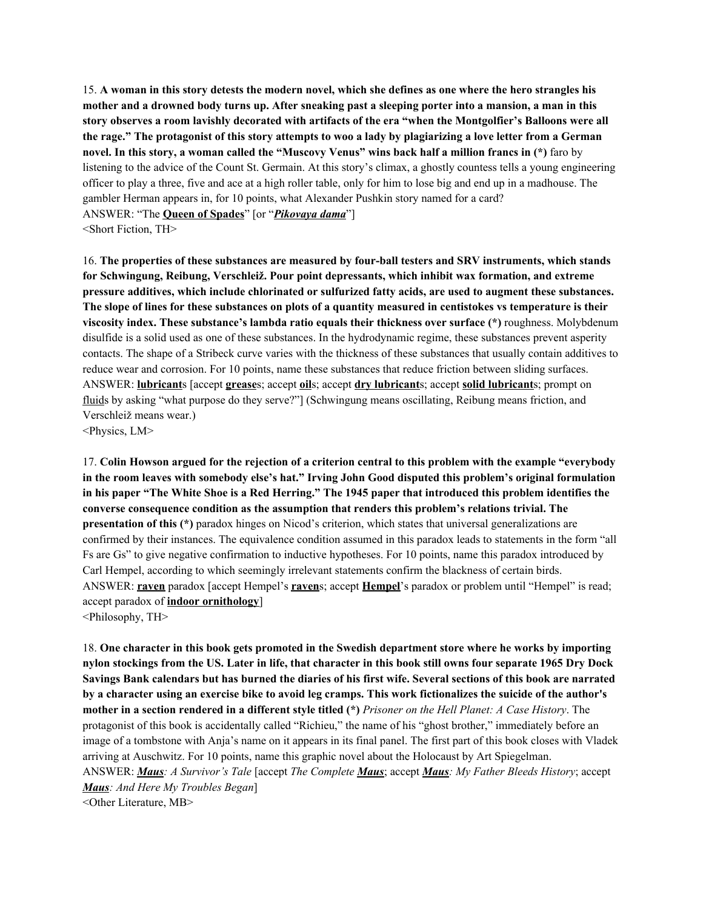15. **A woman in this story detests the modern novel, which she defines as one where the hero strangles his mother and a drowned body turns up. After sneaking past a sleeping porter into a mansion, a man in this story observes a room lavishly decorated with artifacts of the era "when the Montgolfier's Balloons were all the rage." The protagonist of this story attempts to woo a lady by plagiarizing a love letter from a German novel. In this story, a woman called the "Muscovy Venus" wins back half a million francs in (*)** faro by listening to the advice of the Count St. Germain. At this story's climax, a ghostly countess tells a young engineering officer to play a three, five and ace at a high roller table, only for him to lose big and end up in a madhouse. The gambler Herman appears in, for 10 points, what Alexander Pushkin story named for a card?
ANSWER: "The **Queen of Spades**" [or "***Pikovaya dama***"]
<Short Fiction, TH>

16. **The properties of these substances are measured by four-ball testers and SRV instruments, which stands for Schwingung, Reibung, Verschleiž. Pour point depressants, which inhibit wax formation, and extreme pressure additives, which include chlorinated or sulfurized fatty acids, are used to augment these substances. The slope of lines for these substances on plots of a quantity measured in centistokes vs temperature is their viscosity index. These substance's lambda ratio equals their thickness over surface (*)** roughness. Molybdenum disulfide is a solid used as one of these substances. In the hydrodynamic regime, these substances prevent asperity contacts. The shape of a Stribeck curve varies with the thickness of these substances that usually contain additives to reduce wear and corrosion. For 10 points, name these substances that reduce friction between sliding surfaces.
ANSWER: **lubricant**s [accept **grease**s; accept **oil**s; accept **dry lubricant**s; accept **solid lubricant**s; prompt on fluids by asking "what purpose do they serve?"] (Schwingung means oscillating, Reibung means friction, and Verschleiž means wear.)
<Physics, LM>

17. **Colin Howson argued for the rejection of a criterion central to this problem with the example "everybody in the room leaves with somebody else's hat." Irving John Good disputed this problem's original formulation in his paper "The White Shoe is a Red Herring." The 1945 paper that introduced this problem identifies the converse consequence condition as the assumption that renders this problem's relations trivial. The presentation of this (*)** paradox hinges on Nicod's criterion, which states that universal generalizations are confirmed by their instances. The equivalence condition assumed in this paradox leads to statements in the form "all Fs are Gs" to give negative confirmation to inductive hypotheses. For 10 points, name this paradox introduced by Carl Hempel, according to which seemingly irrelevant statements confirm the blackness of certain birds.
ANSWER: **raven** paradox [accept Hempel's **raven**s; accept **Hempel**'s paradox or problem until "Hempel" is read; accept paradox of **indoor ornithology**]
<Philosophy, TH>

18. **One character in this book gets promoted in the Swedish department store where he works by importing nylon stockings from the US. Later in life, that character in this book still owns four separate 1965 Dry Dock Savings Bank calendars but has burned the diaries of his first wife. Several sections of this book are narrated by a character using an exercise bike to avoid leg cramps. This work fictionalizes the suicide of the author's mother in a section rendered in a different style titled (*)** *Prisoner on the Hell Planet: A Case History*. The protagonist of this book is accidentally called "Richieu," the name of his "ghost brother," immediately before an image of a tombstone with Anja's name on it appears in its final panel. The first part of this book closes with Vladek arriving at Auschwitz. For 10 points, name this graphic novel about the Holocaust by Art Spiegelman.
ANSWER: ***Maus****: A Survivor's Tale* [accept *The Complete **Maus***; accept ***Maus****: My Father Bleeds History*; accept ***Maus****: And Here My Troubles Began*]
<Other Literature, MB>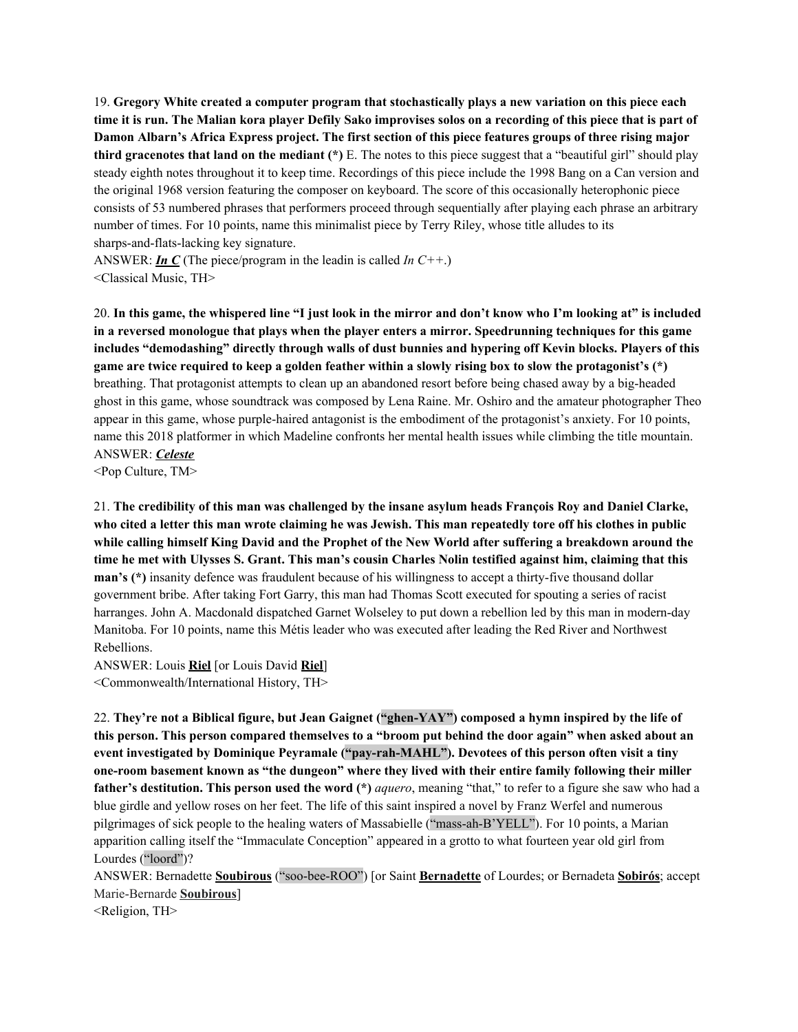19. **Gregory White created a computer program that stochastically plays a new variation on this piece each time it is run. The Malian kora player Defily Sako improvises solos on a recording of this piece that is part of Damon Albarn's Africa Express project. The first section of this piece features groups of three rising major third gracenotes that land on the mediant (*)** E. The notes to this piece suggest that a "beautiful girl" should play steady eighth notes throughout it to keep time. Recordings of this piece include the 1998 Bang on a Can version and the original 1968 version featuring the composer on keyboard. The score of this occasionally heterophonic piece consists of 53 numbered phrases that performers proceed through sequentially after playing each phrase an arbitrary number of times. For 10 points, name this minimalist piece by Terry Riley, whose title alludes to its sharps-and-flats-lacking key signature.
ANSWER: ***In C*** (The piece/program in the leadin is called *In C++*.)
<Classical Music, TH>

20. **In this game, the whispered line "I just look in the mirror and don't know who I'm looking at" is included in a reversed monologue that plays when the player enters a mirror. Speedrunning techniques for this game includes "demodashing" directly through walls of dust bunnies and hypering off Kevin blocks. Players of this game are twice required to keep a golden feather within a slowly rising box to slow the protagonist's (*)** breathing. That protagonist attempts to clean up an abandoned resort before being chased away by a big-headed ghost in this game, whose soundtrack was composed by Lena Raine. Mr. Oshiro and the amateur photographer Theo appear in this game, whose purple-haired antagonist is the embodiment of the protagonist's anxiety. For 10 points, name this 2018 platformer in which Madeline confronts her mental health issues while climbing the title mountain.
ANSWER: ***Celeste***
<Pop Culture, TM>

21. **The credibility of this man was challenged by the insane asylum heads François Roy and Daniel Clarke, who cited a letter this man wrote claiming he was Jewish. This man repeatedly tore off his clothes in public while calling himself King David and the Prophet of the New World after suffering a breakdown around the time he met with Ulysses S. Grant. This man's cousin Charles Nolin testified against him, claiming that this man's (*)** insanity defence was fraudulent because of his willingness to accept a thirty-five thousand dollar government bribe. After taking Fort Garry, this man had Thomas Scott executed for spouting a series of racist harranges. John A. Macdonald dispatched Garnet Wolseley to put down a rebellion led by this man in modern-day Manitoba. For 10 points, name this Métis leader who was executed after leading the Red River and Northwest Rebellions.
ANSWER: Louis **Riel** [or Louis David **Riel**]
<Commonwealth/International History, TH>

22. **They're not a Biblical figure, but Jean Gaignet ("ghen-YAY") composed a hymn inspired by the life of this person. This person compared themselves to a "broom put behind the door again" when asked about an event investigated by Dominique Peyramale ("pay-rah-MAHL"). Devotees of this person often visit a tiny one-room basement known as "the dungeon" where they lived with their entire family following their miller father's destitution. This person used the word (*)** *aquero*, meaning "that," to refer to a figure she saw who had a blue girdle and yellow roses on her feet. The life of this saint inspired a novel by Franz Werfel and numerous pilgrimages of sick people to the healing waters of Massabielle ("mass-ah-B'YELL"). For 10 points, a Marian apparition calling itself the "Immaculate Conception" appeared in a grotto to what fourteen year old girl from Lourdes ("loord")?
ANSWER: Bernadette **Soubirous** ("soo-bee-ROO") [or Saint **Bernadette** of Lourdes; or Bernadeta **Sobirós**; accept Marie-Bernarde **Soubirous**]
<Religion, TH>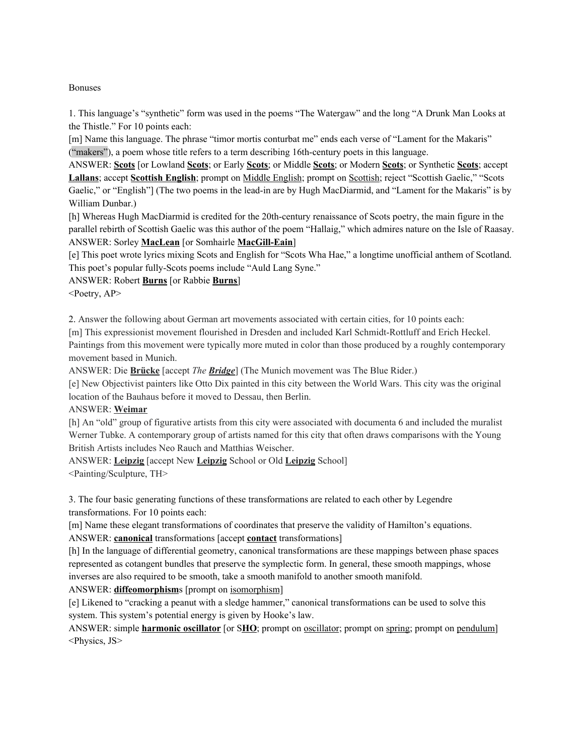Bonuses

1. This language's "synthetic" form was used in the poems "The Watergaw" and the long "A Drunk Man Looks at the Thistle." For 10 points each:

[m] Name this language. The phrase "timor mortis conturbat me" ends each verse of "Lament for the Makaris" ("makers"), a poem whose title refers to a term describing 16th-century poets in this language.

ANSWER: **Scots** [or Lowland **Scots**; or Early **Scots**; or Middle **Scots**; or Modern **Scots**; or Synthetic **Scots**; accept **Lallans**; accept **Scottish English**; prompt on Middle English; prompt on Scottish; reject "Scottish Gaelic," "Scots Gaelic," or "English"] (The two poems in the lead-in are by Hugh MacDiarmid, and "Lament for the Makaris" is by William Dunbar.)

[h] Whereas Hugh MacDiarmid is credited for the 20th-century renaissance of Scots poetry, the main figure in the parallel rebirth of Scottish Gaelic was this author of the poem "Hallaig," which admires nature on the Isle of Raasay.

ANSWER: Sorley **MacLean** [or Somhairle **MacGill-Eain**]

[e] This poet wrote lyrics mixing Scots and English for "Scots Wha Hae," a longtime unofficial anthem of Scotland. This poet's popular fully-Scots poems include "Auld Lang Syne."

ANSWER: Robert **Burns** [or Rabbie **Burns**]

<Poetry, AP>

2. Answer the following about German art movements associated with certain cities, for 10 points each:

[m] This expressionist movement flourished in Dresden and included Karl Schmidt-Rottluff and Erich Heckel. Paintings from this movement were typically more muted in color than those produced by a roughly contemporary movement based in Munich.

ANSWER: Die **Brücke** [accept *The **Bridge***] (The Munich movement was The Blue Rider.)

[e] New Objectivist painters like Otto Dix painted in this city between the World Wars. This city was the original location of the Bauhaus before it moved to Dessau, then Berlin.

ANSWER: **Weimar**

[h] An "old" group of figurative artists from this city were associated with documenta 6 and included the muralist Werner Tubke. A contemporary group of artists named for this city that often draws comparisons with the Young British Artists includes Neo Rauch and Matthias Weischer.

ANSWER: **Leipzig** [accept New **Leipzig** School or Old **Leipzig** School]

<Painting/Sculpture, TH>

3. The four basic generating functions of these transformations are related to each other by Legendre transformations. For 10 points each:

[m] Name these elegant transformations of coordinates that preserve the validity of Hamilton's equations.

ANSWER: **canonical** transformations [accept **contact** transformations]

[h] In the language of differential geometry, canonical transformations are these mappings between phase spaces represented as cotangent bundles that preserve the symplectic form. In general, these smooth mappings, whose inverses are also required to be smooth, take a smooth manifold to another smooth manifold.

ANSWER: **diffeomorphism**s [prompt on isomorphism]

[e] Likened to "cracking a peanut with a sledge hammer," canonical transformations can be used to solve this system. This system's potential energy is given by Hooke's law.

ANSWER: simple **harmonic oscillator** [or S**HO**; prompt on oscillator; prompt on spring; prompt on pendulum]

<Physics, JS>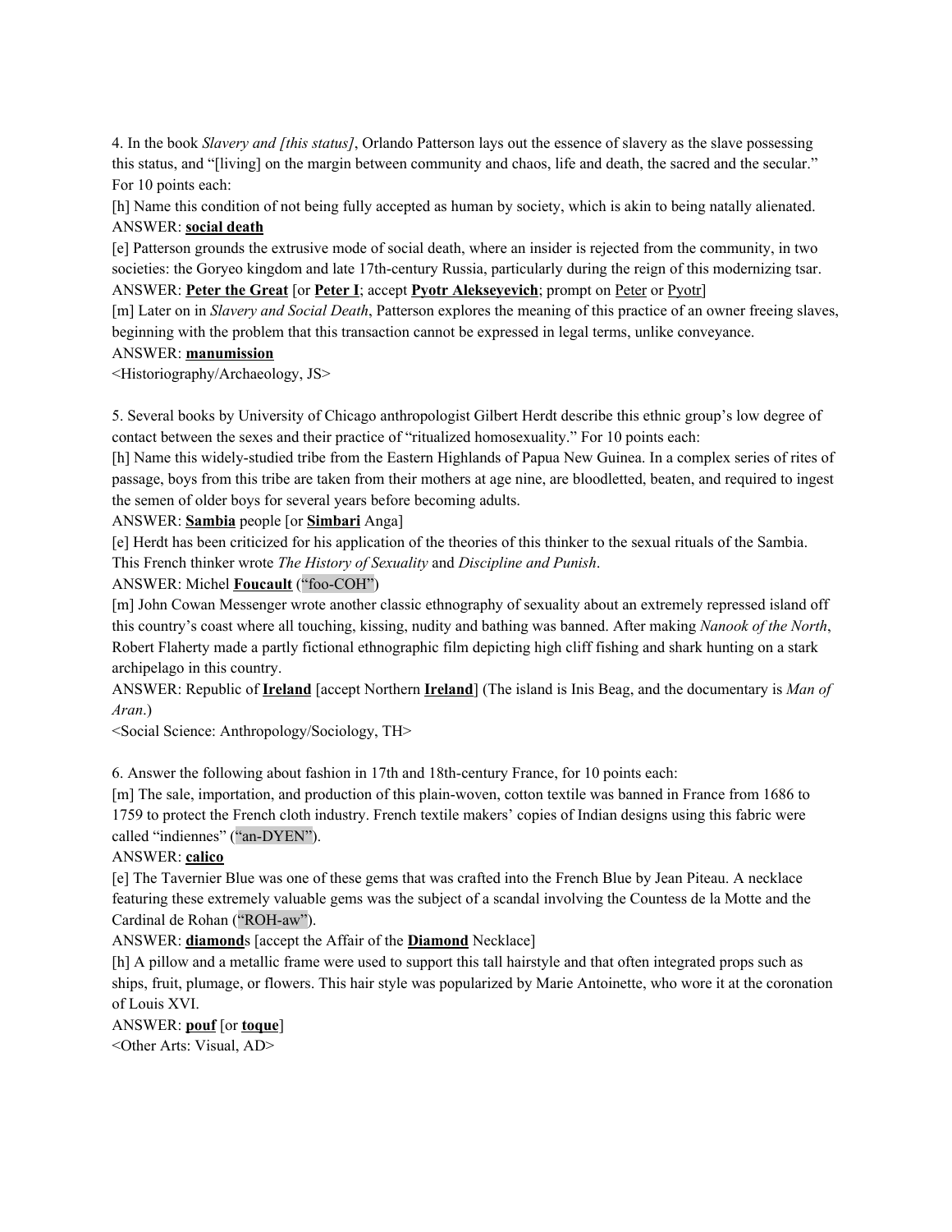4. In the book *Slavery and [this status]*, Orlando Patterson lays out the essence of slavery as the slave possessing this status, and "[living] on the margin between community and chaos, life and death, the sacred and the secular." For 10 points each:

[h] Name this condition of not being fully accepted as human by society, which is akin to being natally alienated.

ANSWER: **social death**

[e] Patterson grounds the extrusive mode of social death, where an insider is rejected from the community, in two societies: the Goryeo kingdom and late 17th-century Russia, particularly during the reign of this modernizing tsar.

ANSWER: **Peter the Great** [or **Peter I**; accept **Pyotr Alekseyevich**; prompt on Peter or Pyotr]

[m] Later on in *Slavery and Social Death*, Patterson explores the meaning of this practice of an owner freeing slaves, beginning with the problem that this transaction cannot be expressed in legal terms, unlike conveyance.

ANSWER: **manumission**

<Historiography/Archaeology, JS>

5. Several books by University of Chicago anthropologist Gilbert Herdt describe this ethnic group's low degree of contact between the sexes and their practice of "ritualized homosexuality." For 10 points each:

[h] Name this widely-studied tribe from the Eastern Highlands of Papua New Guinea. In a complex series of rites of passage, boys from this tribe are taken from their mothers at age nine, are bloodletted, beaten, and required to ingest the semen of older boys for several years before becoming adults.

ANSWER: **Sambia** people [or **Simbari** Anga]

[e] Herdt has been criticized for his application of the theories of this thinker to the sexual rituals of the Sambia. This French thinker wrote *The History of Sexuality* and *Discipline and Punish*.

ANSWER: Michel **Foucault** ("foo-COH")

[m] John Cowan Messenger wrote another classic ethnography of sexuality about an extremely repressed island off this country's coast where all touching, kissing, nudity and bathing was banned. After making *Nanook of the North*, Robert Flaherty made a partly fictional ethnographic film depicting high cliff fishing and shark hunting on a stark archipelago in this country.

ANSWER: Republic of **Ireland** [accept Northern **Ireland**] (The island is Inis Beag, and the documentary is *Man of Aran*.)

<Social Science: Anthropology/Sociology, TH>

6. Answer the following about fashion in 17th and 18th-century France, for 10 points each:

[m] The sale, importation, and production of this plain-woven, cotton textile was banned in France from 1686 to 1759 to protect the French cloth industry. French textile makers' copies of Indian designs using this fabric were called "indiennes" ("an-DYEN").

ANSWER: **calico**

[e] The Tavernier Blue was one of these gems that was crafted into the French Blue by Jean Piteau. A necklace featuring these extremely valuable gems was the subject of a scandal involving the Countess de la Motte and the Cardinal de Rohan ("ROH-aw").

ANSWER: **diamond**s [accept the Affair of the **Diamond** Necklace]

[h] A pillow and a metallic frame were used to support this tall hairstyle and that often integrated props such as ships, fruit, plumage, or flowers. This hair style was popularized by Marie Antoinette, who wore it at the coronation of Louis XVI.

ANSWER: **pouf** [or **toque**]

<Other Arts: Visual, AD>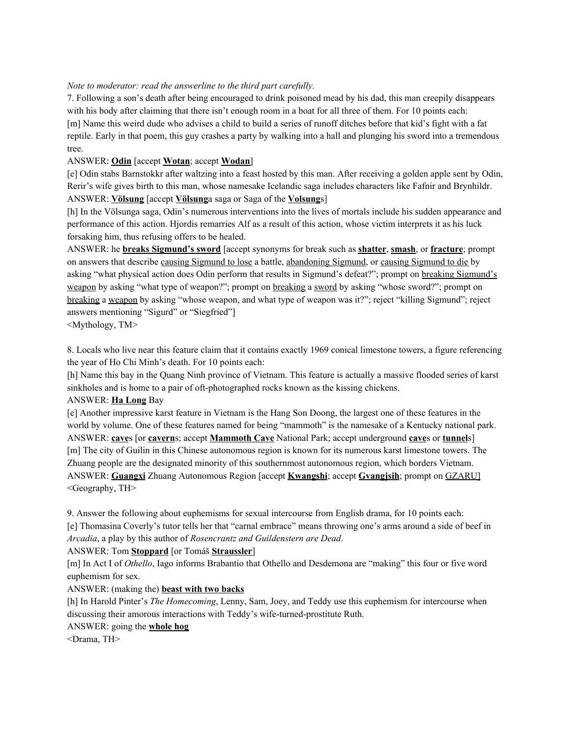*Note to moderator: read the answerline to the third part carefully.*

7. Following a son's death after being encouraged to drink poisoned mead by his dad, this man creepily disappears with his body after claiming that there isn't enough room in a boat for all three of them. For 10 points each:

[m] Name this weird dude who advises a child to build a series of runoff ditches before that kid's fight with a fat reptile. Early in that poem, this guy crashes a party by walking into a hall and plunging his sword into a tremendous tree.

ANSWER: **Odin** [accept **Wotan**; accept **Wodan**]

[e] Odin stabs Barnstokkr after waltzing into a feast hosted by this man. After receiving a golden apple sent by Odin, Rerir's wife gives birth to this man, whose namesake Icelandic saga includes characters like Fafnir and Brynhildr.

ANSWER: **Völsung** [accept **Völsung**a saga or Saga of the **Volsung**s]

[h] In the Völsunga saga, Odin's numerous interventions into the lives of mortals include his sudden appearance and performance of this action. Hjordis remarries Alf as a result of this action, whose victim interprets it as his luck forsaking him, thus refusing offers to be healed.

ANSWER: he **breaks Sigmund's sword** [accept synonyms for break such as **shatter**, **smash**, or **fracture**; prompt on answers that describe causing Sigmund to lose a battle, abandoning Sigmund, or causing Sigmund to die by asking "what physical action does Odin perform that results in Sigmund's defeat?"; prompt on breaking Sigmund's weapon by asking "what type of weapon?"; prompt on breaking a sword by asking "whose sword?"; prompt on breaking a weapon by asking "whose weapon, and what type of weapon was it?"; reject "killing Sigmund"; reject answers mentioning "Sigurd" or "Siegfried"]

<Mythology, TM>

8. Locals who live near this feature claim that it contains exactly 1969 conical limestone towers, a figure referencing the year of Ho Chi Minh's death. For 10 points each:

[h] Name this bay in the Quang Ninh province of Vietnam. This feature is actually a massive flooded series of karst sinkholes and is home to a pair of oft-photographed rocks known as the kissing chickens.

ANSWER: **Ha Long** Bay

[e] Another impressive karst feature in Vietnam is the Hang Son Doong, the largest one of these features in the world by volume. One of these features named for being "mammoth" is the namesake of a Kentucky national park.

ANSWER: **cave**s [or **cavern**s; accept **Mammoth Cave** National Park; accept underground **cave**s or **tunnel**s]

[m] The city of Guilin in this Chinese autonomous region is known for its numerous karst limestone towers. The Zhuang people are the designated minority of this southernmost autonomous region, which borders Vietnam.

ANSWER: **Guangxi** Zhuang Autonomous Region [accept **Kwangshi**; accept **Gvangjsih**; prompt on GZARU]

<Geography, TH>

9. Answer the following about euphemisms for sexual intercourse from English drama, for 10 points each:

[e] Thomasina Coverly's tutor tells her that "carnal embrace" means throwing one's arms around a side of beef in *Arcadia*, a play by this author of *Rosencrantz and Guildenstern are Dead*.

ANSWER: Tom **Stoppard** [or Tomáš **Straussler**]

[m] In Act I of *Othello*, Iago informs Brabantio that Othello and Desdemona are "making" this four or five word euphemism for sex.

ANSWER: (making the) **beast with two backs**

[h] In Harold Pinter's *The Homecoming*, Lenny, Sam, Joey, and Teddy use this euphemism for intercourse when discussing their amorous interactions with Teddy's wife-turned-prostitute Ruth.

ANSWER: going the **whole hog**

<Drama, TH>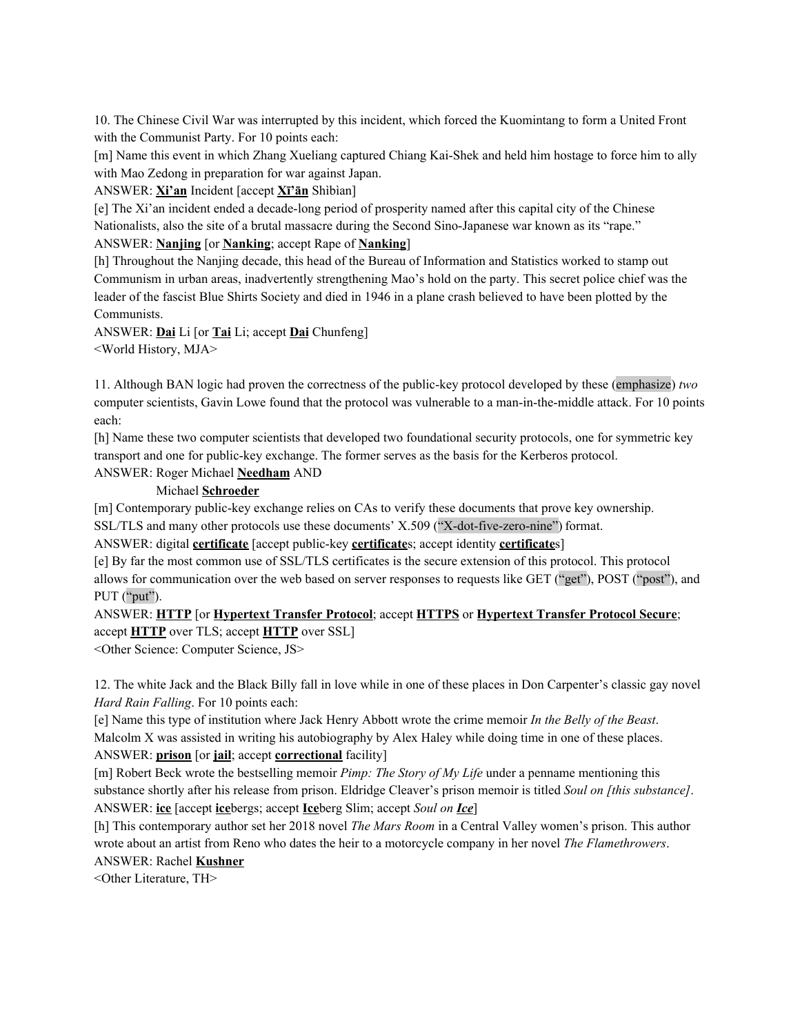10. The Chinese Civil War was interrupted by this incident, which forced the Kuomintang to form a United Front with the Communist Party. For 10 points each:

[m] Name this event in which Zhang Xueliang captured Chiang Kai-Shek and held him hostage to force him to ally with Mao Zedong in preparation for war against Japan.

ANSWER: **Xi'an** Incident [accept **Xī'ān** Shìbiàn]

[e] The Xi'an incident ended a decade-long period of prosperity named after this capital city of the Chinese Nationalists, also the site of a brutal massacre during the Second Sino-Japanese war known as its "rape."

ANSWER: **Nanjing** [or **Nanking**; accept Rape of **Nanking**]

[h] Throughout the Nanjing decade, this head of the Bureau of Information and Statistics worked to stamp out Communism in urban areas, inadvertently strengthening Mao's hold on the party. This secret police chief was the leader of the fascist Blue Shirts Society and died in 1946 in a plane crash believed to have been plotted by the Communists.

ANSWER: **Dai** Li [or **Tai** Li; accept **Dai** Chunfeng]

<World History, MJA>

11. Although BAN logic had proven the correctness of the public-key protocol developed by these (emphasize) *two* computer scientists, Gavin Lowe found that the protocol was vulnerable to a man-in-the-middle attack. For 10 points each:

[h] Name these two computer scientists that developed two foundational security protocols, one for symmetric key transport and one for public-key exchange. The former serves as the basis for the Kerberos protocol.

ANSWER: Roger Michael **Needham** AND
Michael **Schroeder**

[m] Contemporary public-key exchange relies on CAs to verify these documents that prove key ownership. SSL/TLS and many other protocols use these documents' X.509 ("X-dot-five-zero-nine") format.

ANSWER: digital **certificate** [accept public-key **certificate**s; accept identity **certificate**s]

[e] By far the most common use of SSL/TLS certificates is the secure extension of this protocol. This protocol allows for communication over the web based on server responses to requests like GET ("get"), POST ("post"), and PUT ("put").

ANSWER: **HTTP** [or **Hypertext Transfer Protocol**; accept **HTTPS** or **Hypertext Transfer Protocol Secure**; accept **HTTP** over TLS; accept **HTTP** over SSL]

<Other Science: Computer Science, JS>

12. The white Jack and the Black Billy fall in love while in one of these places in Don Carpenter's classic gay novel *Hard Rain Falling*. For 10 points each:

[e] Name this type of institution where Jack Henry Abbott wrote the crime memoir *In the Belly of the Beast*. Malcolm X was assisted in writing his autobiography by Alex Haley while doing time in one of these places.

ANSWER: **prison** [or **jail**; accept **correctional** facility]

[m] Robert Beck wrote the bestselling memoir *Pimp: The Story of My Life* under a penname mentioning this substance shortly after his release from prison. Eldridge Cleaver's prison memoir is titled *Soul on [this substance]*.

ANSWER: **ice** [accept **ice**bergs; accept **Ice**berg Slim; accept *Soul on **Ice***]

[h] This contemporary author set her 2018 novel *The Mars Room* in a Central Valley women's prison. This author wrote about an artist from Reno who dates the heir to a motorcycle company in her novel *The Flamethrowers*.

ANSWER: Rachel **Kushner**

<Other Literature, TH>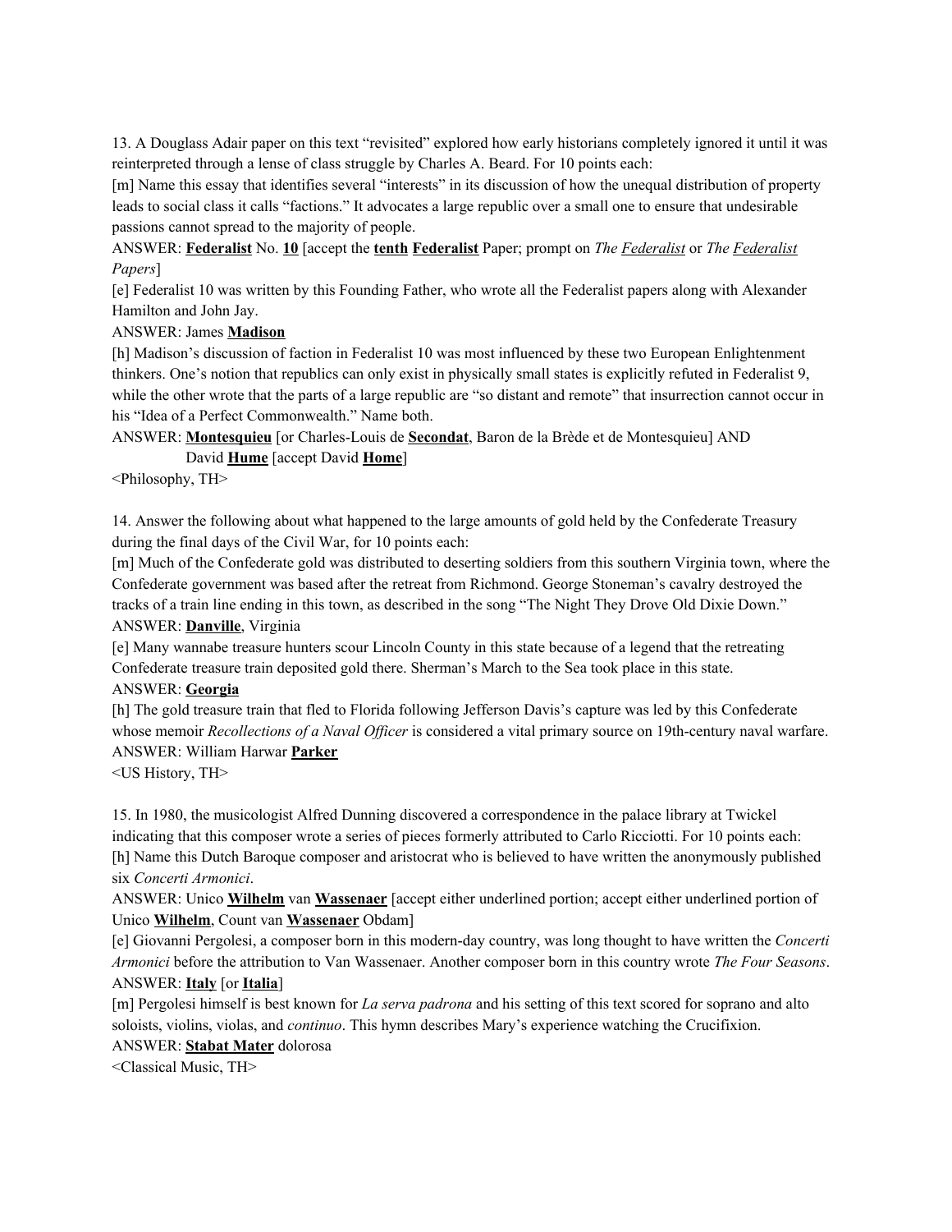13. A Douglass Adair paper on this text "revisited" explored how early historians completely ignored it until it was reinterpreted through a lense of class struggle by Charles A. Beard. For 10 points each:

[m] Name this essay that identifies several "interests" in its discussion of how the unequal distribution of property leads to social class it calls "factions." It advocates a large republic over a small one to ensure that undesirable passions cannot spread to the majority of people.

ANSWER: **Federalist** No. **10** [accept the **tenth** **Federalist** Paper; prompt on *The Federalist* or *The Federalist Papers*]

[e] Federalist 10 was written by this Founding Father, who wrote all the Federalist papers along with Alexander Hamilton and John Jay.

ANSWER: James **Madison**

[h] Madison's discussion of faction in Federalist 10 was most influenced by these two European Enlightenment thinkers. One's notion that republics can only exist in physically small states is explicitly refuted in Federalist 9, while the other wrote that the parts of a large republic are "so distant and remote" that insurrection cannot occur in his "Idea of a Perfect Commonwealth." Name both.

ANSWER: **Montesquieu** [or Charles-Louis de **Secondat**, Baron de la Brède et de Montesquieu] AND David **Hume** [accept David **Home**]

<Philosophy, TH>

14. Answer the following about what happened to the large amounts of gold held by the Confederate Treasury during the final days of the Civil War, for 10 points each:

[m] Much of the Confederate gold was distributed to deserting soldiers from this southern Virginia town, where the Confederate government was based after the retreat from Richmond. George Stoneman's cavalry destroyed the tracks of a train line ending in this town, as described in the song "The Night They Drove Old Dixie Down."

ANSWER: **Danville**, Virginia

[e] Many wannabe treasure hunters scour Lincoln County in this state because of a legend that the retreating Confederate treasure train deposited gold there. Sherman's March to the Sea took place in this state.

ANSWER: **Georgia**

[h] The gold treasure train that fled to Florida following Jefferson Davis's capture was led by this Confederate whose memoir *Recollections of a Naval Officer* is considered a vital primary source on 19th-century naval warfare.

ANSWER: William Harwar **Parker**

<US History, TH>

15. In 1980, the musicologist Alfred Dunning discovered a correspondence in the palace library at Twickel indicating that this composer wrote a series of pieces formerly attributed to Carlo Ricciotti. For 10 points each:

[h] Name this Dutch Baroque composer and aristocrat who is believed to have written the anonymously published six *Concerti Armonici*.

ANSWER: Unico **Wilhelm** van **Wassenaer** [accept either underlined portion; accept either underlined portion of Unico **Wilhelm**, Count van **Wassenaer** Obdam]

[e] Giovanni Pergolesi, a composer born in this modern-day country, was long thought to have written the *Concerti Armonici* before the attribution to Van Wassenaer. Another composer born in this country wrote *The Four Seasons*.

ANSWER: **Italy** [or **Italia**]

[m] Pergolesi himself is best known for *La serva padrona* and his setting of this text scored for soprano and alto soloists, violins, violas, and *continuo*. This hymn describes Mary's experience watching the Crucifixion.

ANSWER: **Stabat Mater** dolorosa

<Classical Music, TH>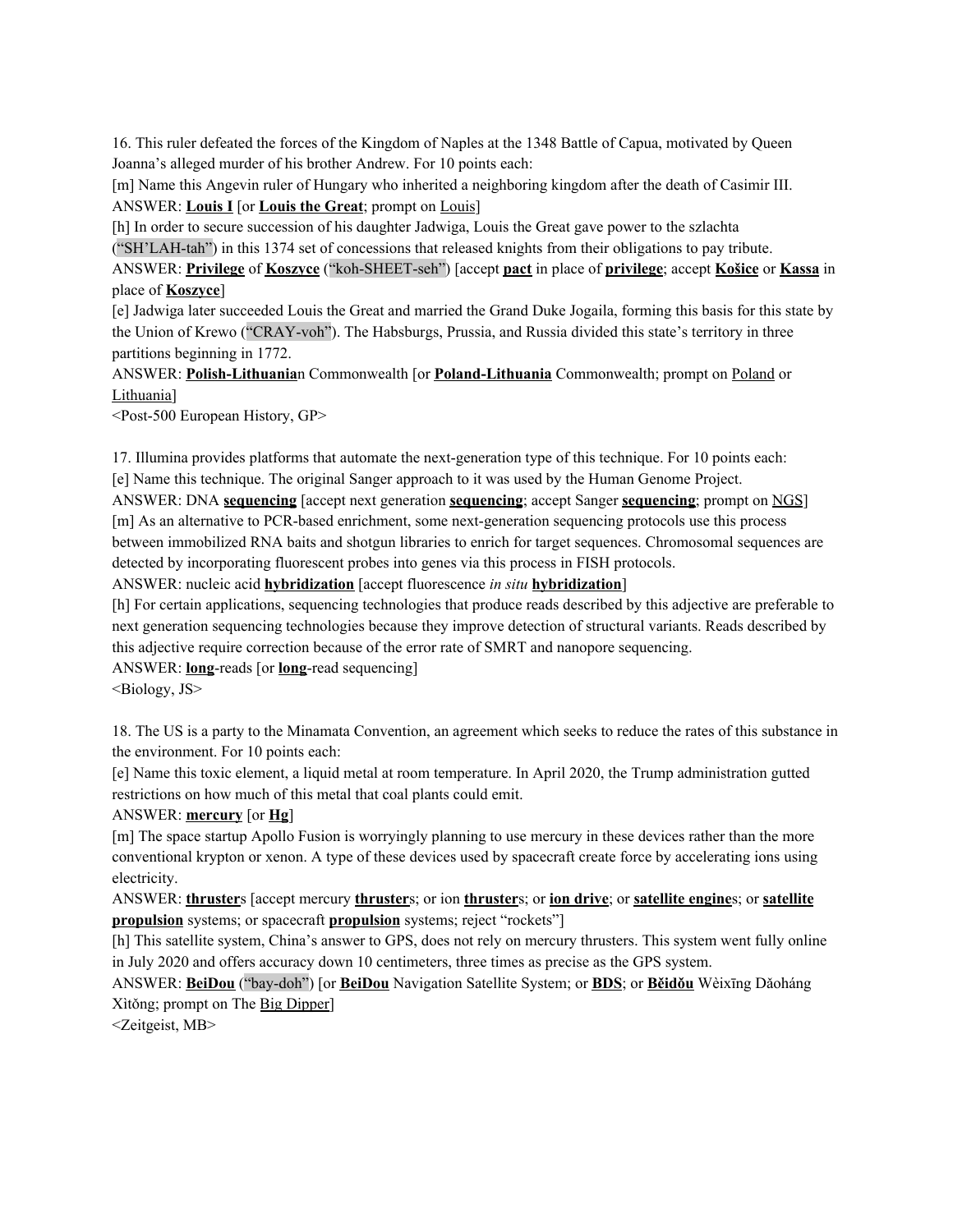16. This ruler defeated the forces of the Kingdom of Naples at the 1348 Battle of Capua, motivated by Queen Joanna's alleged murder of his brother Andrew. For 10 points each:

[m] Name this Angevin ruler of Hungary who inherited a neighboring kingdom after the death of Casimir III.

ANSWER: **Louis I** [or **Louis the Great**; prompt on Louis]

[h] In order to secure succession of his daughter Jadwiga, Louis the Great gave power to the szlachta ("SH'LAH-tah") in this 1374 set of concessions that released knights from their obligations to pay tribute.

ANSWER: **Privilege** of **Koszyce** ("koh-SHEET-seh") [accept **pact** in place of **privilege**; accept **Košice** or **Kassa** in place of **Koszyce**]

[e] Jadwiga later succeeded Louis the Great and married the Grand Duke Jogaila, forming this basis for this state by the Union of Krewo ("CRAY-voh"). The Habsburgs, Prussia, and Russia divided this state's territory in three partitions beginning in 1772.

ANSWER: **Polish-Lithuania**n Commonwealth [or **Poland-Lithuania** Commonwealth; prompt on Poland or Lithuania]

<Post-500 European History, GP>

17. Illumina provides platforms that automate the next-generation type of this technique. For 10 points each:

[e] Name this technique. The original Sanger approach to it was used by the Human Genome Project.

ANSWER: DNA **sequencing** [accept next generation **sequencing**; accept Sanger **sequencing**; prompt on NGS]

[m] As an alternative to PCR-based enrichment, some next-generation sequencing protocols use this process between immobilized RNA baits and shotgun libraries to enrich for target sequences. Chromosomal sequences are detected by incorporating fluorescent probes into genes via this process in FISH protocols.

ANSWER: nucleic acid **hybridization** [accept fluorescence *in situ* **hybridization**]

[h] For certain applications, sequencing technologies that produce reads described by this adjective are preferable to next generation sequencing technologies because they improve detection of structural variants. Reads described by this adjective require correction because of the error rate of SMRT and nanopore sequencing.

ANSWER: **long**-reads [or **long**-read sequencing]

<Biology, JS>

18. The US is a party to the Minamata Convention, an agreement which seeks to reduce the rates of this substance in the environment. For 10 points each:

[e] Name this toxic element, a liquid metal at room temperature. In April 2020, the Trump administration gutted restrictions on how much of this metal that coal plants could emit.

ANSWER: **mercury** [or **Hg**]

[m] The space startup Apollo Fusion is worryingly planning to use mercury in these devices rather than the more conventional krypton or xenon. A type of these devices used by spacecraft create force by accelerating ions using electricity.

ANSWER: **thruster**s [accept mercury **thruster**s; or ion **thruster**s; or **ion drive**; or **satellite engine**s; or **satellite propulsion** systems; or spacecraft **propulsion** systems; reject "rockets"]

[h] This satellite system, China's answer to GPS, does not rely on mercury thrusters. This system went fully online in July 2020 and offers accuracy down 10 centimeters, three times as precise as the GPS system.

ANSWER: **BeiDou** ("bay-doh") [or **BeiDou** Navigation Satellite System; or **BDS**; or **Běidǒu** Wèixīng Dǎoháng Xìtǒng; prompt on The Big Dipper]

<Zeitgeist, MB>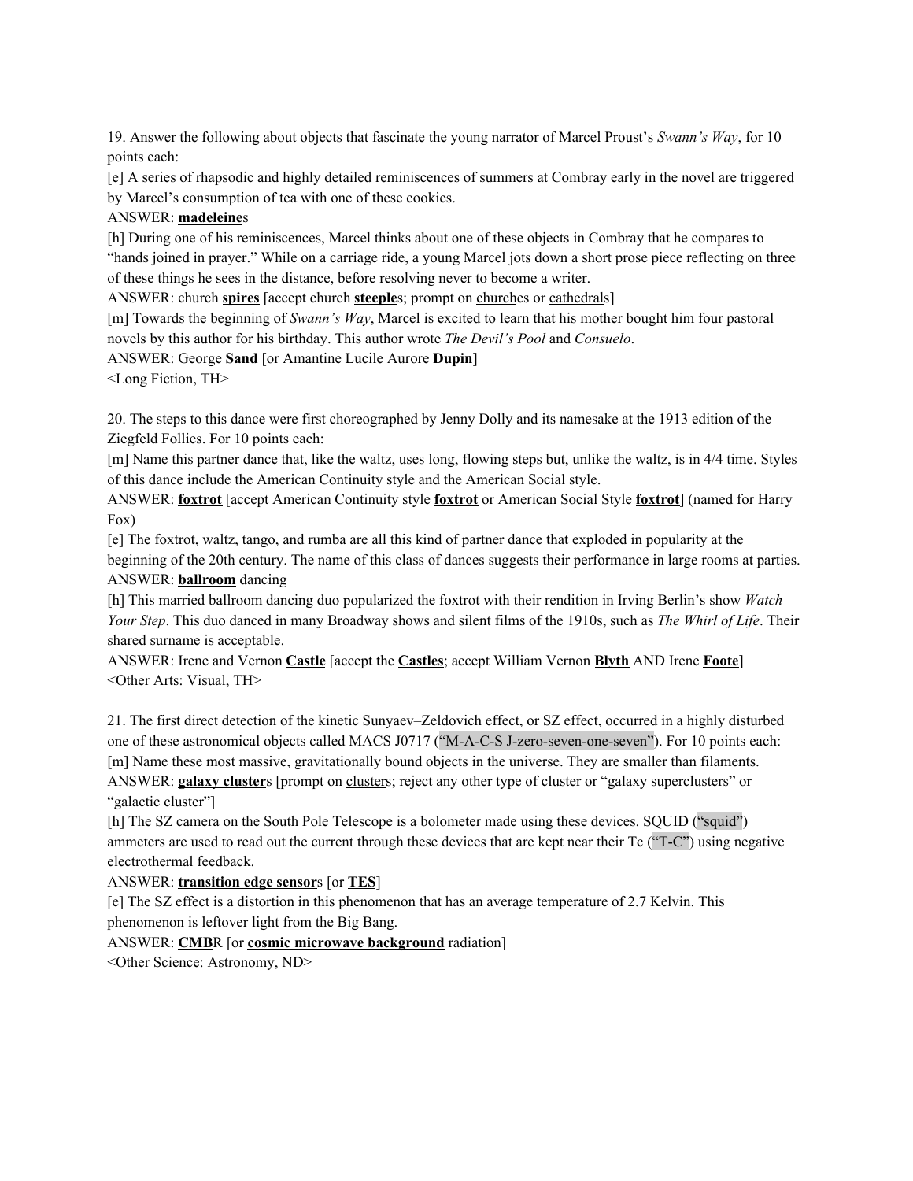19. Answer the following about objects that fascinate the young narrator of Marcel Proust's *Swann's Way*, for 10 points each:

[e] A series of rhapsodic and highly detailed reminiscences of summers at Combray early in the novel are triggered by Marcel's consumption of tea with one of these cookies.

ANSWER: **madeleine**s

[h] During one of his reminiscences, Marcel thinks about one of these objects in Combray that he compares to "hands joined in prayer." While on a carriage ride, a young Marcel jots down a short prose piece reflecting on three of these things he sees in the distance, before resolving never to become a writer.

ANSWER: church **spires** [accept church **steeple**s; prompt on churches or cathedrals]

[m] Towards the beginning of *Swann's Way*, Marcel is excited to learn that his mother bought him four pastoral novels by this author for his birthday. This author wrote *The Devil's Pool* and *Consuelo*.

ANSWER: George **Sand** [or Amantine Lucile Aurore **Dupin**]

<Long Fiction, TH>

20. The steps to this dance were first choreographed by Jenny Dolly and its namesake at the 1913 edition of the Ziegfeld Follies. For 10 points each:

[m] Name this partner dance that, like the waltz, uses long, flowing steps but, unlike the waltz, is in 4/4 time. Styles of this dance include the American Continuity style and the American Social style.

ANSWER: **foxtrot** [accept American Continuity style **foxtrot** or American Social Style **foxtrot**] (named for Harry Fox)

[e] The foxtrot, waltz, tango, and rumba are all this kind of partner dance that exploded in popularity at the beginning of the 20th century. The name of this class of dances suggests their performance in large rooms at parties.

ANSWER: **ballroom** dancing

[h] This married ballroom dancing duo popularized the foxtrot with their rendition in Irving Berlin's show *Watch Your Step*. This duo danced in many Broadway shows and silent films of the 1910s, such as *The Whirl of Life*. Their shared surname is acceptable.

ANSWER: Irene and Vernon **Castle** [accept the **Castles**; accept William Vernon **Blyth** AND Irene **Foote**]

<Other Arts: Visual, TH>

21. The first direct detection of the kinetic Sunyaev–Zeldovich effect, or SZ effect, occurred in a highly disturbed one of these astronomical objects called MACS J0717 ("M-A-C-S J-zero-seven-one-seven"). For 10 points each:

[m] Name these most massive, gravitationally bound objects in the universe. They are smaller than filaments.

ANSWER: **galaxy cluster**s [prompt on clusters; reject any other type of cluster or "galaxy superclusters" or "galactic cluster"]

[h] The SZ camera on the South Pole Telescope is a bolometer made using these devices. SQUID ("squid") ammeters are used to read out the current through these devices that are kept near their Tc ("T-C") using negative electrothermal feedback.

ANSWER: **transition edge sensor**s [or **TES**]

[e] The SZ effect is a distortion in this phenomenon that has an average temperature of 2.7 Kelvin. This phenomenon is leftover light from the Big Bang.

ANSWER: **CMB**R [or **cosmic microwave background** radiation]

<Other Science: Astronomy, ND>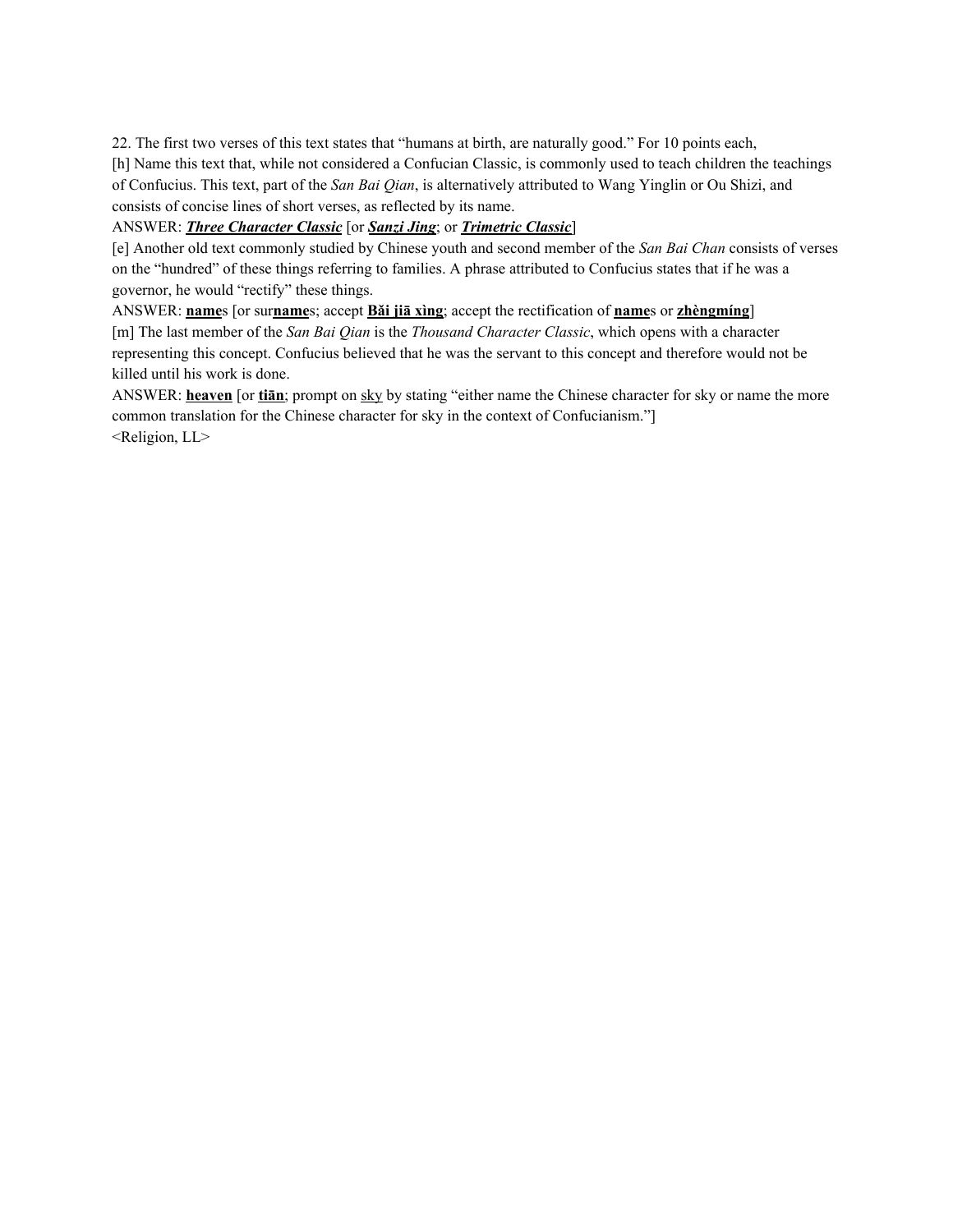22. The first two verses of this text states that "humans at birth, are naturally good." For 10 points each,

[h] Name this text that, while not considered a Confucian Classic, is commonly used to teach children the teachings of Confucius. This text, part of the *San Bai Qian*, is alternatively attributed to Wang Yinglin or Ou Shizi, and consists of concise lines of short verses, as reflected by its name.

ANSWER: ***Three Character Classic*** [or ***Sanzi Jing***; or ***Trimetric Classic***]

[e] Another old text commonly studied by Chinese youth and second member of the *San Bai Chan* consists of verses on the "hundred" of these things referring to families. A phrase attributed to Confucius states that if he was a governor, he would "rectify" these things.

ANSWER: **name**s [or sur**name**s; accept **Bǎi jiā xìng**; accept the rectification of **name**s or **zhèngmíng**]

[m] The last member of the *San Bai Qian* is the *Thousand Character Classic*, which opens with a character representing this concept. Confucius believed that he was the servant to this concept and therefore would not be killed until his work is done.

ANSWER: **heaven** [or **tiān**; prompt on sky by stating "either name the Chinese character for sky or name the more common translation for the Chinese character for sky in the context of Confucianism."]

<Religion, LL>